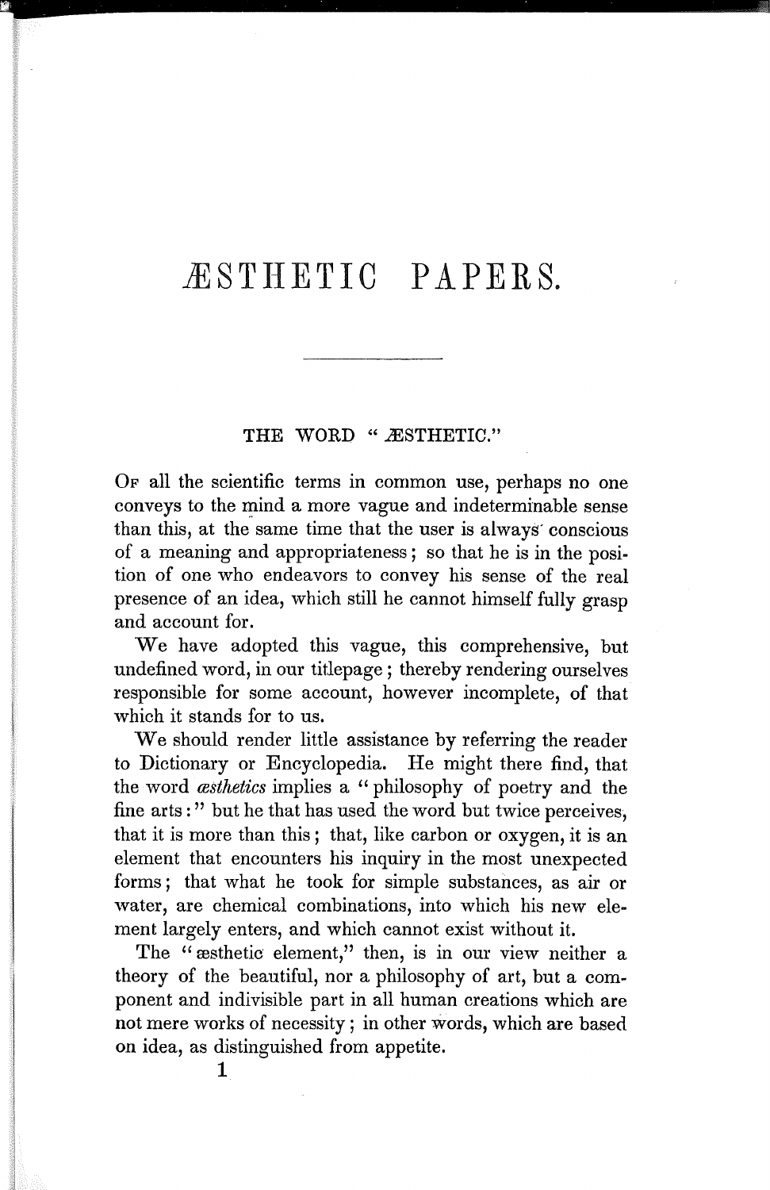# ÆSTHETIC PAPERS.

---

## THE WORD "ÆSTHETIC."

Of all the scientific terms in common use, perhaps no one conveys to the mind a more vague and indeterminable sense than this, at the same time that the user is always conscious of a meaning and appropriateness; so that he is in the position of one who endeavors to convey his sense of the real presence of an idea, which still he cannot himself fully grasp and account for.

We have adopted this vague, this comprehensive, but undefined word, in our titlepage; thereby rendering ourselves responsible for some account, however incomplete, of that which it stands for to us.

We should render little assistance by referring the reader to Dictionary or Encyclopedia. He might there find, that the word *æsthetics* implies a "philosophy of poetry and the fine arts:" but he that has used the word but twice perceives, that it is more than this; that, like carbon or oxygen, it is an element that encounters his inquiry in the most unexpected forms; that what he took for simple substances, as air or water, are chemical combinations, into which his new element largely enters, and which cannot exist without it.

The "æsthetic element," then, is in our view neither a theory of the beautiful, nor a philosophy of art, but a component and indivisible part in all human creations which are not mere works of necessity; in other words, which are based on idea, as distinguished from appetite.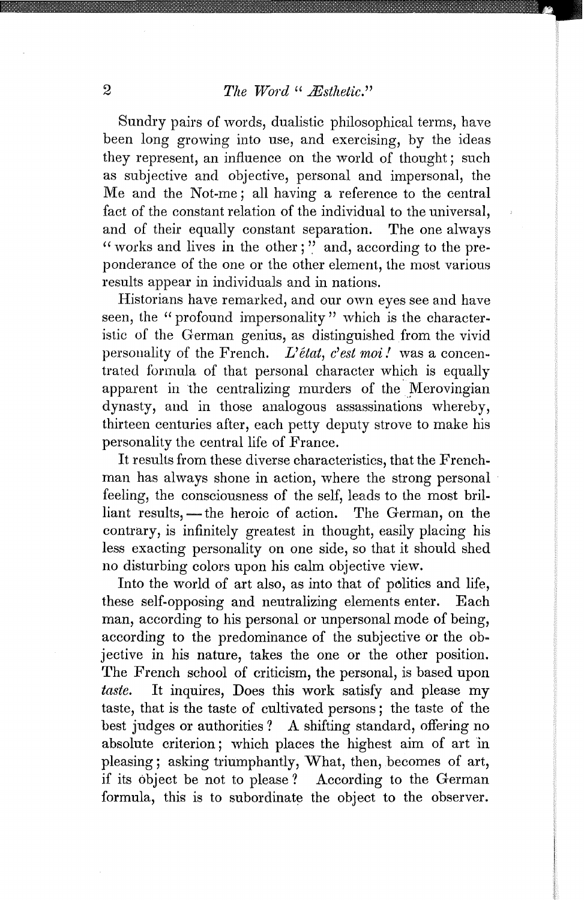Sundry pairs of words, dualistic philosophical terms, have been long growing into use, and exercising, by the ideas they represent, an influence on the world of thought; such as subjective and objective, personal and impersonal, the Me and the Not-me; all having a reference to the central fact of the constant relation of the individual to the universal, and of their equally constant separation. The one always "works and lives in the other;" and, according to the preponderance of the one or the other element, the most various results appear in individuals and in nations.

Historians have remarked, and our own eyes see and have seen, the "profound impersonality" which is the characteristic of the German genius, as distinguished from the vivid personality of the French. *L'état, c'est moi!* was a concentrated formula of that personal character which is equally apparent in the centralizing murders of the Merovingian dynasty, and in those analogous assassinations whereby, thirteen centuries after, each petty deputy strove to make his personality the central life of France.

It results from these diverse characteristics, that the Frenchman has always shone in action, where the strong personal feeling, the consciousness of the self, leads to the most brilliant results, — the heroic of action. The German, on the contrary, is infinitely greatest in thought, easily placing his less exacting personality on one side, so that it should shed no disturbing colors upon his calm objective view.

Into the world of art also, as into that of politics and life, these self-opposing and neutralizing elements enter. Each man, according to his personal or unpersonal mode of being, according to the predominance of the subjective or the objective in his nature, takes the one or the other position. The French school of criticism, the personal, is based upon *taste*. It inquires, Does this work satisfy and please my taste, that is the taste of cultivated persons; the taste of the best judges or authorities? A shifting standard, offering no absolute criterion; which places the highest aim of art in pleasing; asking triumphantly, What, then, becomes of art, if its object be not to please? According to the German formula, this is to subordinate the object to the observer.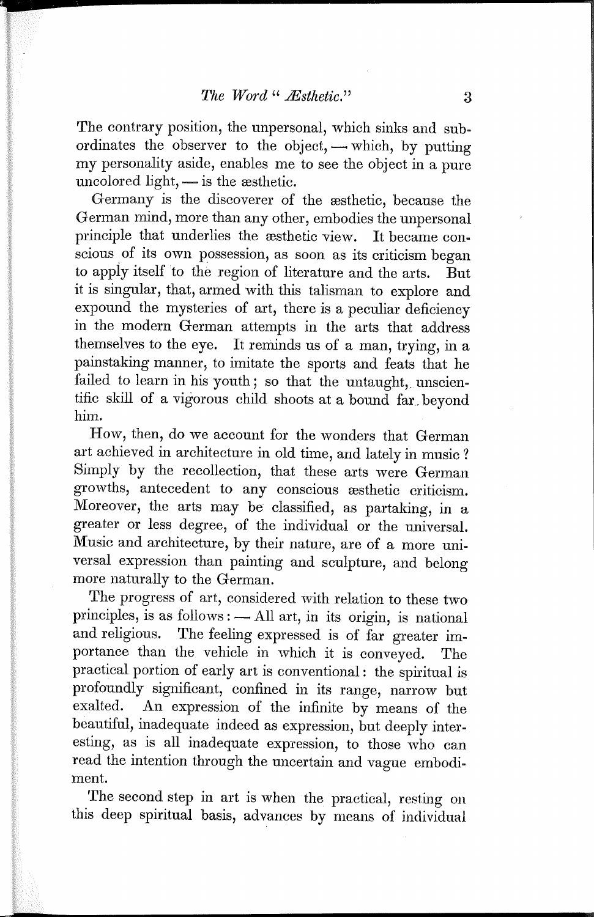The contrary position, the unpersonal, which sinks and subordinates the observer to the object, — which, by putting my personality aside, enables me to see the object in a pure uncolored light, — is the æsthetic.

Germany is the discoverer of the æsthetic, because the German mind, more than any other, embodies the unpersonal principle that underlies the æsthetic view. It became conscious of its own possession, as soon as its criticism began to apply itself to the region of literature and the arts. But it is singular, that, armed with this talisman to explore and expound the mysteries of art, there is a peculiar deficiency in the modern German attempts in the arts that address themselves to the eye. It reminds us of a man, trying, in a painstaking manner, to imitate the sports and feats that he failed to learn in his youth; so that the untaught, unscientific skill of a vigorous child shoots at a bound far beyond him.

How, then, do we account for the wonders that German art achieved in architecture in old time, and lately in music? Simply by the recollection, that these arts were German growths, antecedent to any conscious æsthetic criticism. Moreover, the arts may be classified, as partaking, in a greater or less degree, of the individual or the universal. Music and architecture, by their nature, are of a more universal expression than painting and sculpture, and belong more naturally to the German.

The progress of art, considered with relation to these two principles, is as follows: — All art, in its origin, is national and religious. The feeling expressed is of far greater importance than the vehicle in which it is conveyed. The practical portion of early art is conventional: the spiritual is profoundly significant, confined in its range, narrow but exalted. An expression of the infinite by means of the beautiful, inadequate indeed as expression, but deeply interesting, as is all inadequate expression, to those who can read the intention through the uncertain and vague embodiment.

The second step in art is when the practical, resting on this deep spiritual basis, advances by means of individual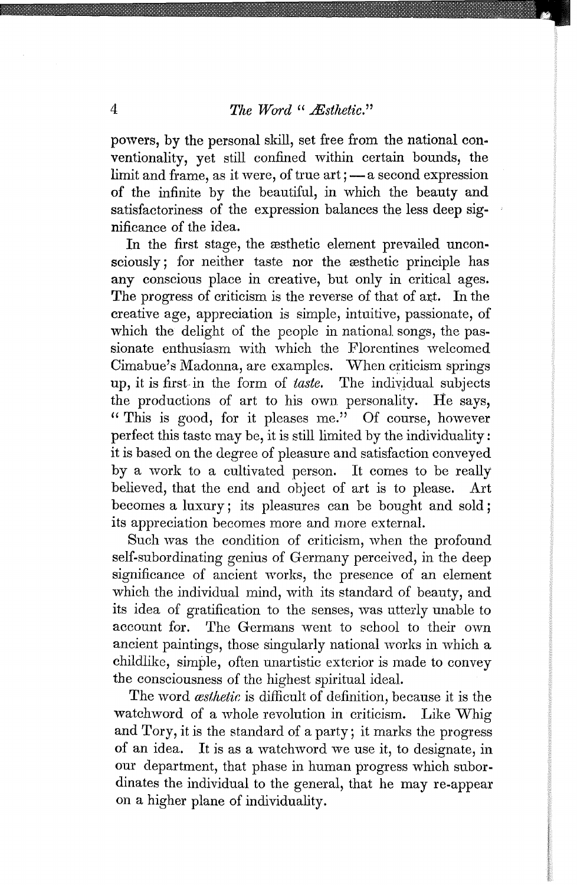powers, by the personal skill, set free from the national conventionality, yet still confined within certain bounds, the limit and frame, as it were, of true art; — a second expression of the infinite by the beautiful, in which the beauty and satisfactoriness of the expression balances the less deep significance of the idea.

In the first stage, the æsthetic element prevailed unconsciously; for neither taste nor the æsthetic principle has any conscious place in creative, but only in critical ages. The progress of criticism is the reverse of that of art. In the creative age, appreciation is simple, intuitive, passionate, of which the delight of the people in national songs, the passionate enthusiasm with which the Florentines welcomed Cimabue's Madonna, are examples. When criticism springs up, it is first in the form of *taste*. The individual subjects the productions of art to his own personality. He says, "This is good, for it pleases me." Of course, however perfect this taste may be, it is still limited by the individuality: it is based on the degree of pleasure and satisfaction conveyed by a work to a cultivated person. It comes to be really believed, that the end and object of art is to please. Art becomes a luxury; its pleasures can be bought and sold; its appreciation becomes more and more external.

Such was the condition of criticism, when the profound self-subordinating genius of Germany perceived, in the deep significance of ancient works, the presence of an element which the individual mind, with its standard of beauty, and its idea of gratification to the senses, was utterly unable to account for. The Germans went to school to their own ancient paintings, those singularly national works in which a childlike, simple, often unartistic exterior is made to convey the consciousness of the highest spiritual ideal.

The word *æsthetic* is difficult of definition, because it is the watchword of a whole revolution in criticism. Like Whig and Tory, it is the standard of a party; it marks the progress of an idea. It is as a watchword we use it, to designate, in our department, that phase in human progress which subordinates the individual to the general, that he may re-appear on a higher plane of individuality.